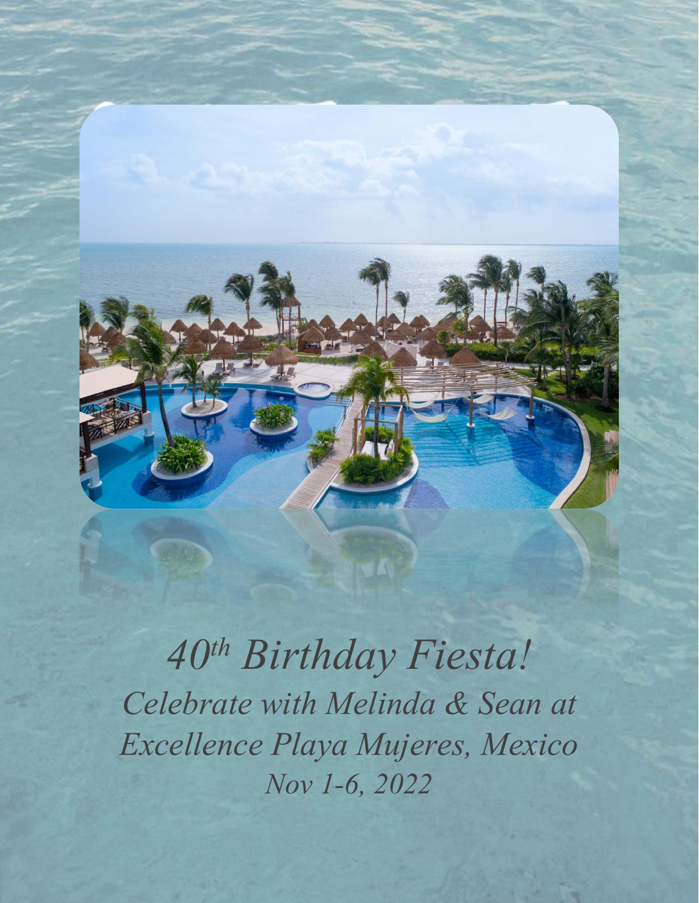# *40th Birthday Fiesta!*

*Celebrate with Melinda & Sean at Excellence Playa Mujeres, Mexico*

*Nov 1-6, 2022*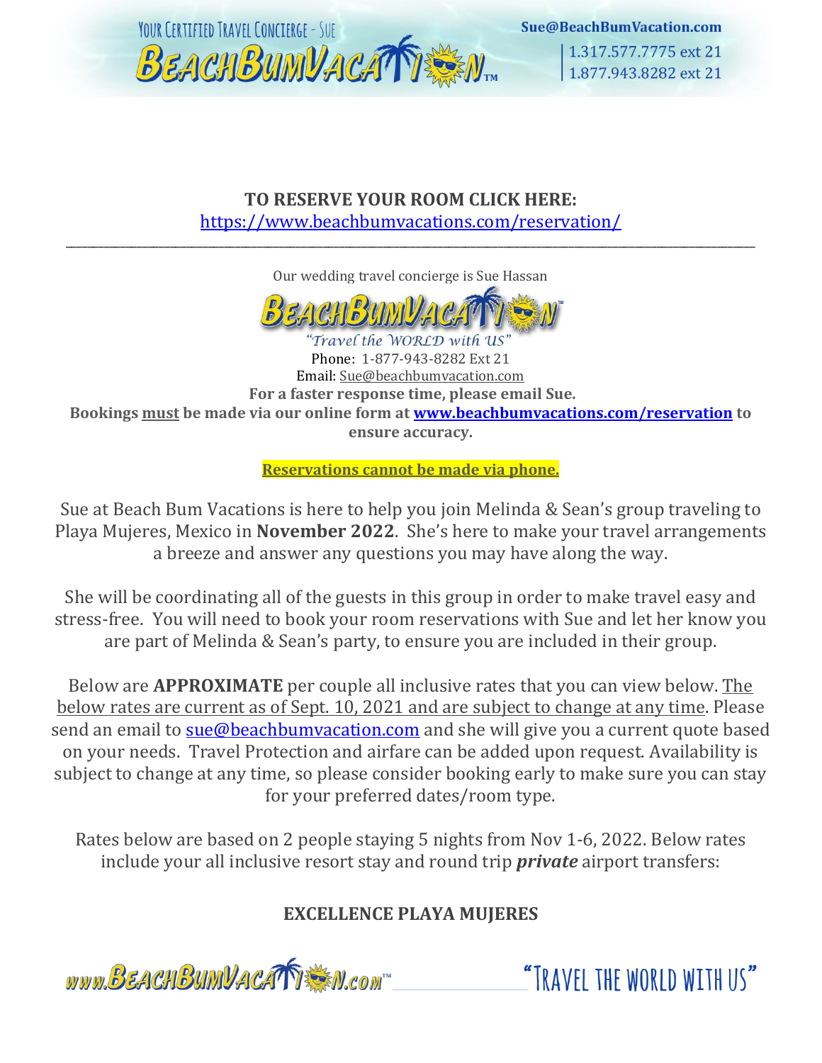**TO RESERVE YOUR ROOM CLICK HERE:**
[https://www.beachbumvacations.com/reservation/](https://www.beachbumvacations.com/reservation/)

---

Our wedding travel concierge is Sue Hassan

"Travel the WORLD with US"

Phone: 1-877-943-8282 Ext 21

Email: Sue@beachbumvacation.com

**For a faster response time, please email Sue.**

**Bookings must be made via our online form at [www.beachbumvacations.com/reservation](www.beachbumvacations.com/reservation) to ensure accuracy.**

**Reservations cannot be made via phone.**

Sue at Beach Bum Vacations is here to help you join Melinda & Sean's group traveling to Playa Mujeres, Mexico in **November 2022**. She's here to make your travel arrangements a breeze and answer any questions you may have along the way.

She will be coordinating all of the guests in this group in order to make travel easy and stress-free. You will need to book your room reservations with Sue and let her know you are part of Melinda & Sean's party, to ensure you are included in their group.

Below are **APPROXIMATE** per couple all inclusive rates that you can view below. The below rates are current as of Sept. 10, 2021 and are subject to change at any time. Please send an email to sue@beachbumvacation.com and she will give you a current quote based on your needs. Travel Protection and airfare can be added upon request. Availability is subject to change at any time, so please consider booking early to make sure you can stay for your preferred dates/room type.

Rates below are based on 2 people staying 5 nights from Nov 1-6, 2022. Below rates include your all inclusive resort stay and round trip ***private*** airport transfers:

**EXCELLENCE PLAYA MUJERES**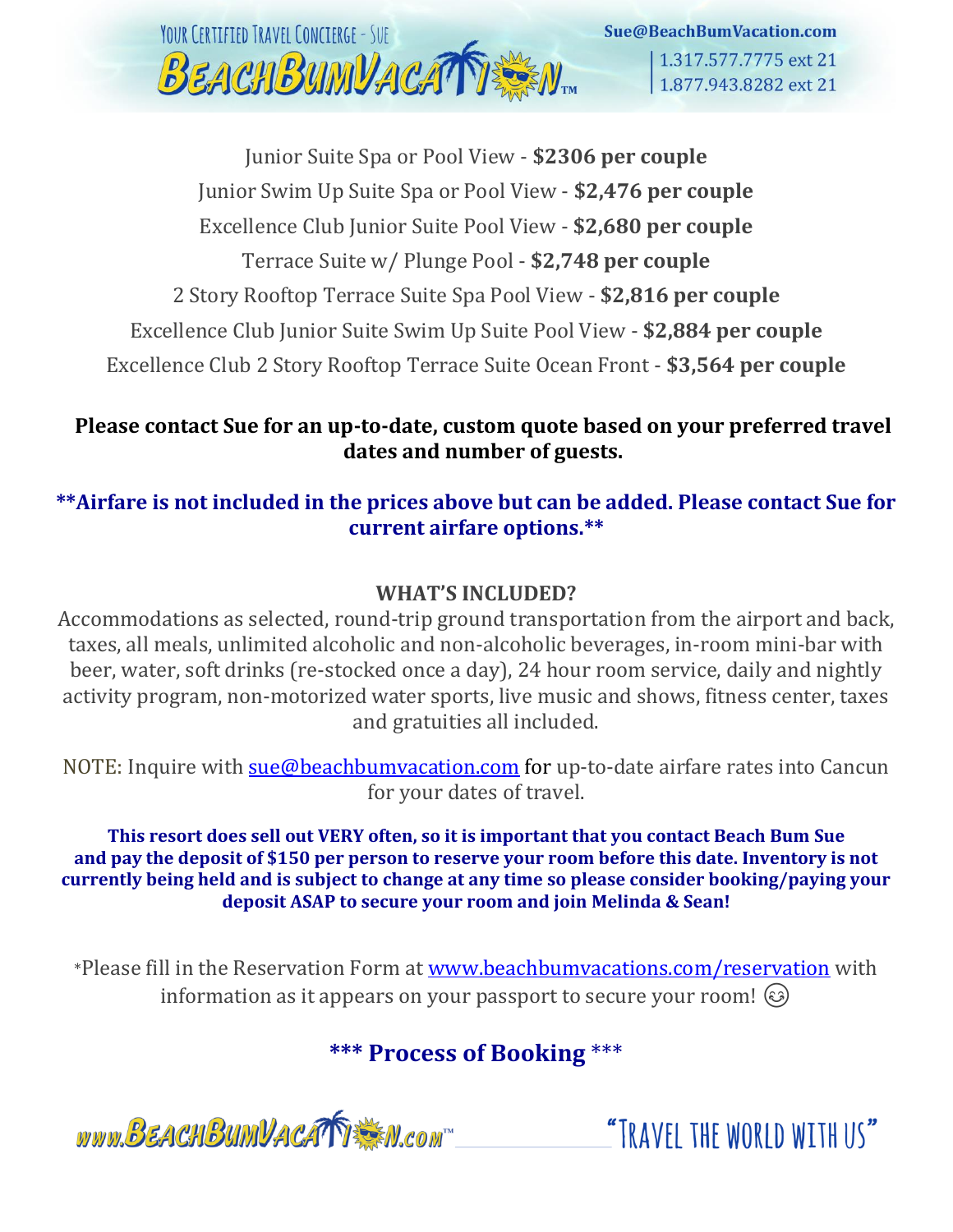Junior Suite Spa or Pool View - **$2306 per couple**

Junior Swim Up Suite Spa or Pool View - **$2,476 per couple**

Excellence Club Junior Suite Pool View - **$2,680 per couple**

Terrace Suite w/ Plunge Pool - **$2,748 per couple**

2 Story Rooftop Terrace Suite Spa Pool View - **$2,816 per couple**

Excellence Club Junior Suite Swim Up Suite Pool View - **$2,884 per couple**

Excellence Club 2 Story Rooftop Terrace Suite Ocean Front - **$3,564 per couple**

**Please contact Sue for an up-to-date, custom quote based on your preferred travel dates and number of guests.**

****Airfare is not included in the prices above but can be added. Please contact Sue for current airfare options.****

**WHAT'S INCLUDED?**

Accommodations as selected, round-trip ground transportation from the airport and back, taxes, all meals, unlimited alcoholic and non-alcoholic beverages, in-room mini-bar with beer, water, soft drinks (re-stocked once a day), 24 hour room service, daily and nightly activity program, non-motorized water sports, live music and shows, fitness center, taxes and gratuities all included.

NOTE: Inquire with sue@beachbumvacation.com for up-to-date airfare rates into Cancun for your dates of travel.

**This resort does sell out VERY often, so it is important that you contact Beach Bum Sue and pay the deposit of $150 per person to reserve your room before this date. Inventory is not currently being held and is subject to change at any time so please consider booking/paying your deposit ASAP to secure your room and join Melinda & Sean!**

*Please fill in the Reservation Form at www.beachbumvacations.com/reservation with information as it appears on your passport to secure your room! 😉

## *** Process of Booking ***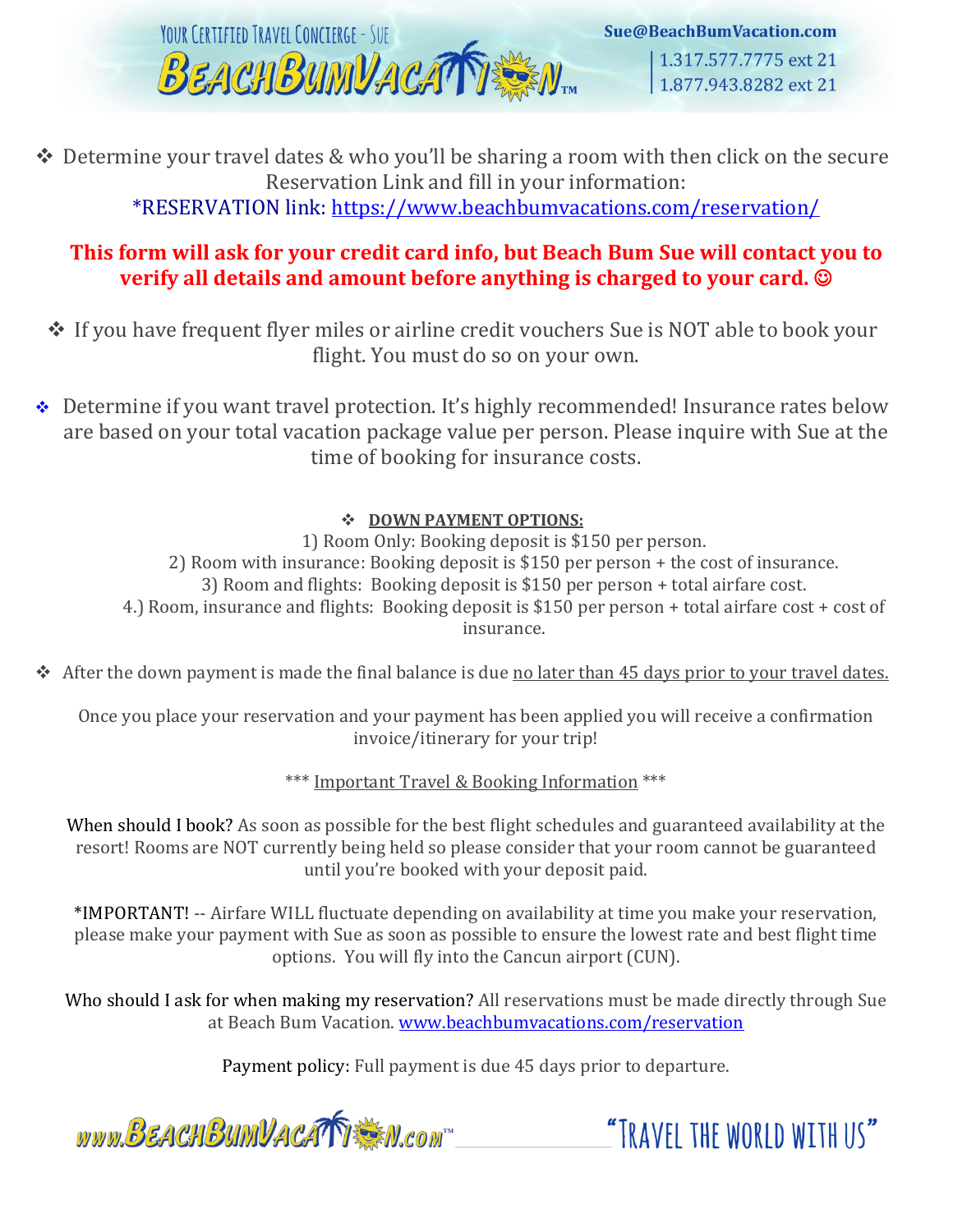- Determine your travel dates & who you'll be sharing a room with then click on the secure Reservation Link and fill in your information:
  *RESERVATION link: https://www.beachbumvacations.com/reservation/

**This form will ask for your credit card info, but Beach Bum Sue will contact you to verify all details and amount before anything is charged to your card. ☺**

- If you have frequent flyer miles or airline credit vouchers Sue is NOT able to book your flight. You must do so on your own.

- Determine if you want travel protection. It's highly recommended! Insurance rates below are based on your total vacation package value per person. Please inquire with Sue at the time of booking for insurance costs.

- **DOWN PAYMENT OPTIONS:**

1) Room Only: Booking deposit is $150 per person.
2) Room with insurance: Booking deposit is $150 per person + the cost of insurance.
3) Room and flights: Booking deposit is $150 per person + total airfare cost.
4.) Room, insurance and flights: Booking deposit is $150 per person + total airfare cost + cost of insurance.

- After the down payment is made the final balance is due no later than 45 days prior to your travel dates.

Once you place your reservation and your payment has been applied you will receive a confirmation invoice/itinerary for your trip!

*** Important Travel & Booking Information ***

When should I book? As soon as possible for the best flight schedules and guaranteed availability at the resort! Rooms are NOT currently being held so please consider that your room cannot be guaranteed until you're booked with your deposit paid.

*IMPORTANT! -- Airfare WILL fluctuate depending on availability at time you make your reservation, please make your payment with Sue as soon as possible to ensure the lowest rate and best flight time options. You will fly into the Cancun airport (CUN).

Who should I ask for when making my reservation? All reservations must be made directly through Sue at Beach Bum Vacation. www.beachbumvacations.com/reservation

Payment policy: Full payment is due 45 days prior to departure.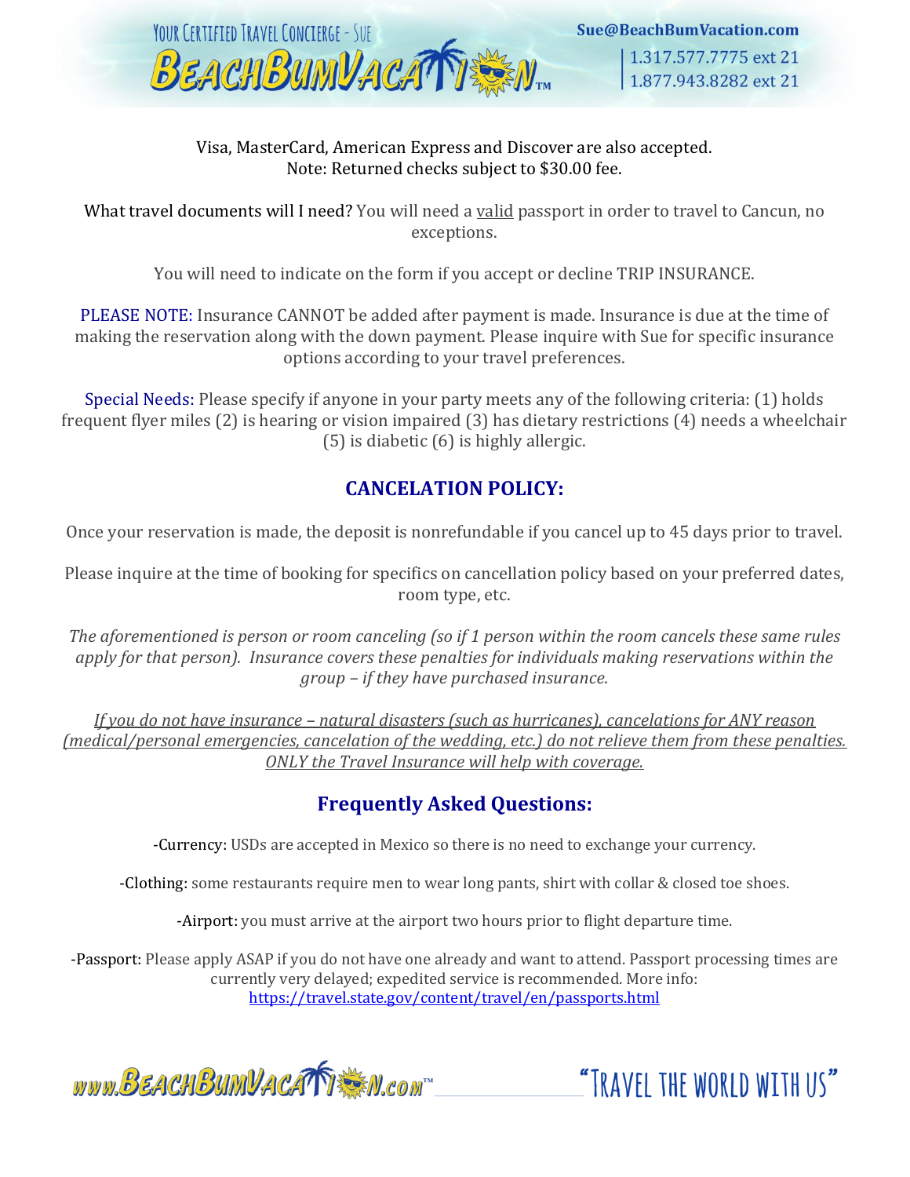Visa, MasterCard, American Express and Discover are also accepted.
Note: Returned checks subject to $30.00 fee.

What travel documents will I need? You will need a valid passport in order to travel to Cancun, no exceptions.

You will need to indicate on the form if you accept or decline TRIP INSURANCE.

PLEASE NOTE: Insurance CANNOT be added after payment is made. Insurance is due at the time of making the reservation along with the down payment. Please inquire with Sue for specific insurance options according to your travel preferences.

Special Needs: Please specify if anyone in your party meets any of the following criteria: (1) holds frequent flyer miles (2) is hearing or vision impaired (3) has dietary restrictions (4) needs a wheelchair (5) is diabetic (6) is highly allergic.

## CANCELATION POLICY:

Once your reservation is made, the deposit is nonrefundable if you cancel up to 45 days prior to travel.

Please inquire at the time of booking for specifics on cancellation policy based on your preferred dates, room type, etc.

*The aforementioned is person or room canceling (so if 1 person within the room cancels these same rules apply for that person). Insurance covers these penalties for individuals making reservations within the group – if they have purchased insurance.*

*If you do not have insurance – natural disasters (such as hurricanes), cancelations for ANY reason (medical/personal emergencies, cancelation of the wedding, etc.) do not relieve them from these penalties. ONLY the Travel Insurance will help with coverage.*

## Frequently Asked Questions:

-Currency: USDs are accepted in Mexico so there is no need to exchange your currency.

-Clothing: some restaurants require men to wear long pants, shirt with collar & closed toe shoes.

-Airport: you must arrive at the airport two hours prior to flight departure time.

-Passport: Please apply ASAP if you do not have one already and want to attend. Passport processing times are currently very delayed; expedited service is recommended. More info: https://travel.state.gov/content/travel/en/passports.html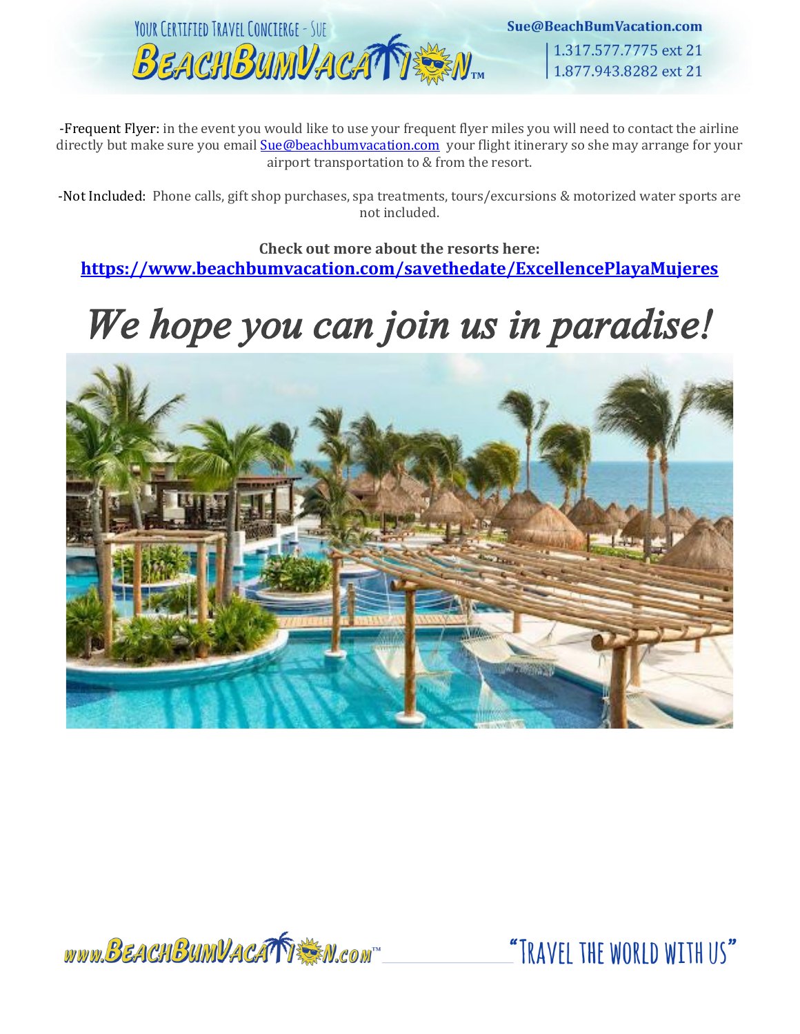-Frequent Flyer: in the event you would like to use your frequent flyer miles you will need to contact the airline directly but make sure you email Sue@beachbumvacation.com your flight itinerary so she may arrange for your airport transportation to & from the resort.

-Not Included: Phone calls, gift shop purchases, spa treatments, tours/excursions & motorized water sports are not included.

**Check out more about the resorts here:**
**https://www.beachbumvacation.com/savethedate/ExcellencePlayaMujeres**

# *We hope you can join us in paradise!*